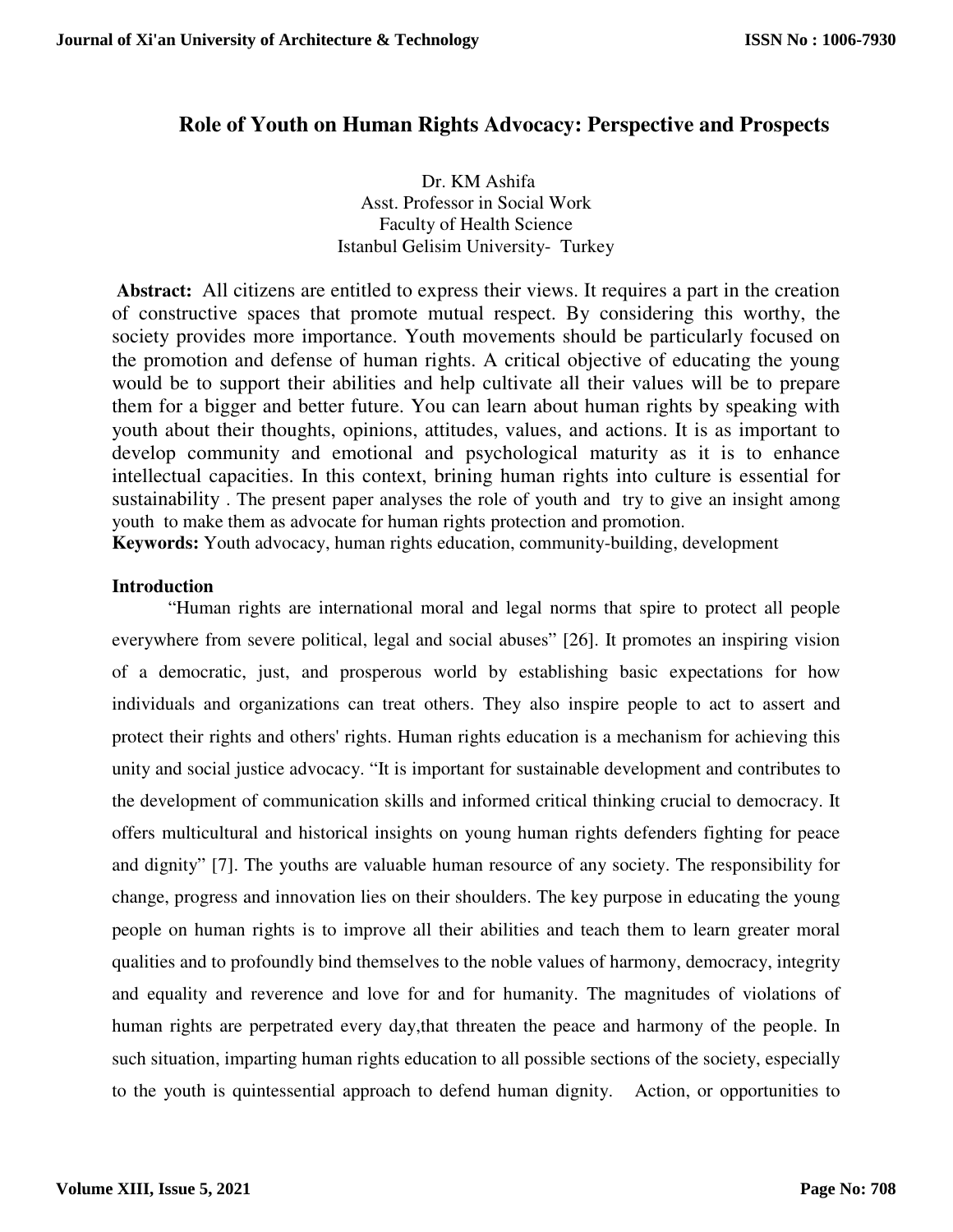# Role of Youth on Human Rights Advocacy: Perspective and Prospects

Dr. KM Ashifa
Asst. Professor in Social Work
Faculty of Health Science
Istanbul Gelisim University- Turkey

**Abstract:** All citizens are entitled to express their views. It requires a part in the creation of constructive spaces that promote mutual respect. By considering this worthy, the society provides more importance. Youth movements should be particularly focused on the promotion and defense of human rights. A critical objective of educating the young would be to support their abilities and help cultivate all their values will be to prepare them for a bigger and better future. You can learn about human rights by speaking with youth about their thoughts, opinions, attitudes, values, and actions. It is as important to develop community and emotional and psychological maturity as it is to enhance intellectual capacities. In this context, brining human rights into culture is essential for sustainability . The present paper analyses the role of youth and try to give an insight among youth to make them as advocate for human rights protection and promotion.

**Keywords:** Youth advocacy, human rights education, community-building, development

## Introduction

"Human rights are international moral and legal norms that spire to protect all people everywhere from severe political, legal and social abuses" [26]. It promotes an inspiring vision of a democratic, just, and prosperous world by establishing basic expectations for how individuals and organizations can treat others. They also inspire people to act to assert and protect their rights and others' rights. Human rights education is a mechanism for achieving this unity and social justice advocacy. "It is important for sustainable development and contributes to the development of communication skills and informed critical thinking crucial to democracy. It offers multicultural and historical insights on young human rights defenders fighting for peace and dignity" [7]. The youths are valuable human resource of any society. The responsibility for change, progress and innovation lies on their shoulders. The key purpose in educating the young people on human rights is to improve all their abilities and teach them to learn greater moral qualities and to profoundly bind themselves to the noble values of harmony, democracy, integrity and equality and reverence and love for and for humanity. The magnitudes of violations of human rights are perpetrated every day,that threaten the peace and harmony of the people. In such situation, imparting human rights education to all possible sections of the society, especially to the youth is quintessential approach to defend human dignity. Action, or opportunities to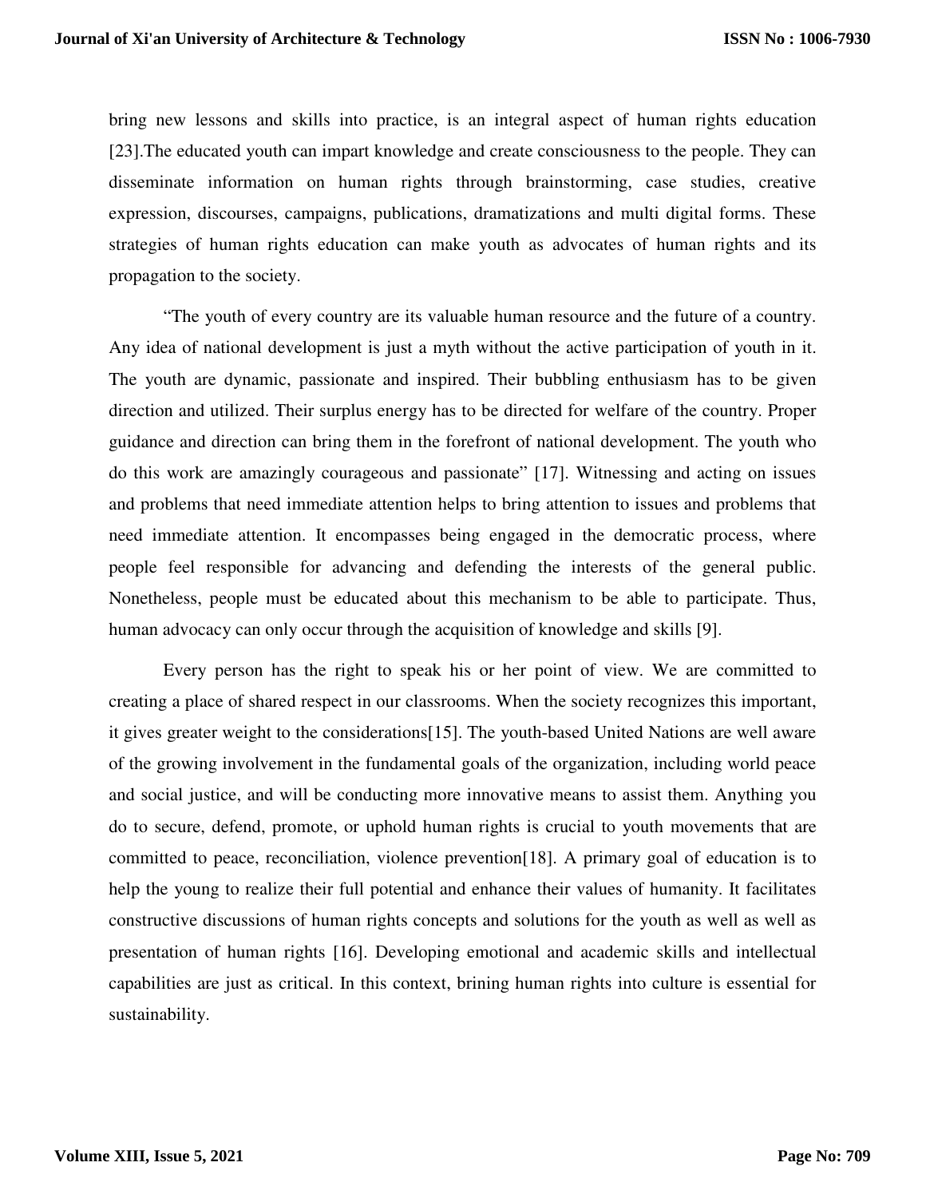bring new lessons and skills into practice, is an integral aspect of human rights education [23].The educated youth can impart knowledge and create consciousness to the people. They can disseminate information on human rights through brainstorming, case studies, creative expression, discourses, campaigns, publications, dramatizations and multi digital forms. These strategies of human rights education can make youth as advocates of human rights and its propagation to the society.

"The youth of every country are its valuable human resource and the future of a country. Any idea of national development is just a myth without the active participation of youth in it. The youth are dynamic, passionate and inspired. Their bubbling enthusiasm has to be given direction and utilized. Their surplus energy has to be directed for welfare of the country. Proper guidance and direction can bring them in the forefront of national development. The youth who do this work are amazingly courageous and passionate" [17]. Witnessing and acting on issues and problems that need immediate attention helps to bring attention to issues and problems that need immediate attention. It encompasses being engaged in the democratic process, where people feel responsible for advancing and defending the interests of the general public. Nonetheless, people must be educated about this mechanism to be able to participate. Thus, human advocacy can only occur through the acquisition of knowledge and skills [9].

Every person has the right to speak his or her point of view. We are committed to creating a place of shared respect in our classrooms. When the society recognizes this important, it gives greater weight to the considerations[15]. The youth-based United Nations are well aware of the growing involvement in the fundamental goals of the organization, including world peace and social justice, and will be conducting more innovative means to assist them. Anything you do to secure, defend, promote, or uphold human rights is crucial to youth movements that are committed to peace, reconciliation, violence prevention[18]. A primary goal of education is to help the young to realize their full potential and enhance their values of humanity. It facilitates constructive discussions of human rights concepts and solutions for the youth as well as well as presentation of human rights [16]. Developing emotional and academic skills and intellectual capabilities are just as critical. In this context, brining human rights into culture is essential for sustainability.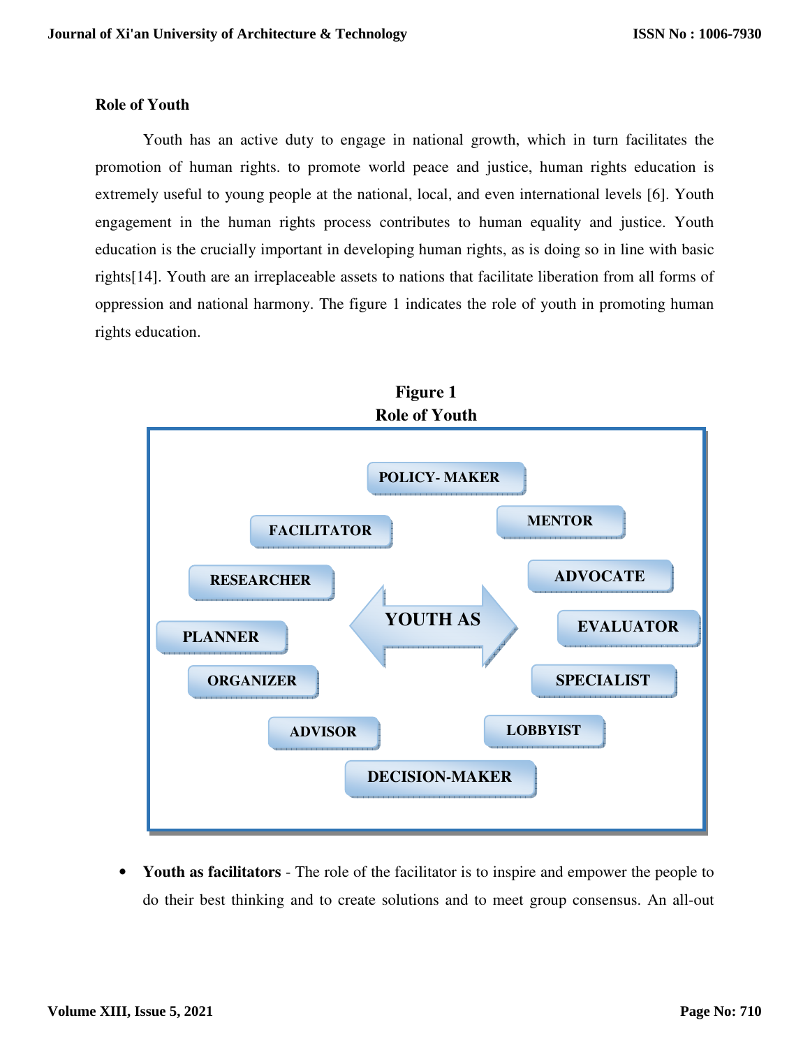**Role of Youth**

Youth has an active duty to engage in national growth, which in turn facilitates the promotion of human rights. to promote world peace and justice, human rights education is extremely useful to young people at the national, local, and even international levels [6]. Youth engagement in the human rights process contributes to human equality and justice. Youth education is the crucially important in developing human rights, as is doing so in line with basic rights[14]. Youth are an irreplaceable assets to nations that facilitate liberation from all forms of oppression and national harmony. The figure 1 indicates the role of youth in promoting human rights education.

**Figure 1**
**Role of Youth**

YOUTH AS

POLICY- MAKER

MENTOR

ADVOCATE

EVALUATOR

SPECIALIST

LOBBYIST

DECISION-MAKER

ADVISOR

ORGANIZER

PLANNER

RESEARCHER

FACILITATOR

- **Youth as facilitators** - The role of the facilitator is to inspire and empower the people to do their best thinking and to create solutions and to meet group consensus. An all-out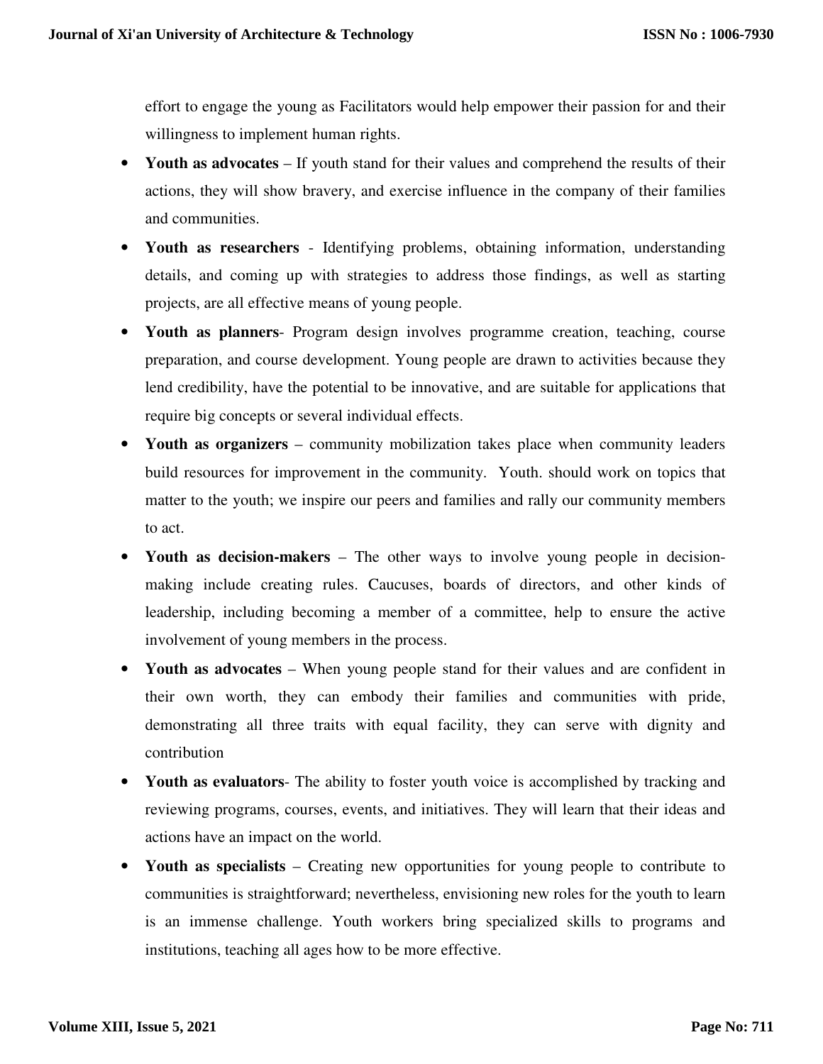effort to engage the young as Facilitators would help empower their passion for and their willingness to implement human rights.

- **Youth as advocates** – If youth stand for their values and comprehend the results of their actions, they will show bravery, and exercise influence in the company of their families and communities.
- **Youth as researchers** - Identifying problems, obtaining information, understanding details, and coming up with strategies to address those findings, as well as starting projects, are all effective means of young people.
- **Youth as planners**- Program design involves programme creation, teaching, course preparation, and course development. Young people are drawn to activities because they lend credibility, have the potential to be innovative, and are suitable for applications that require big concepts or several individual effects.
- **Youth as organizers** – community mobilization takes place when community leaders build resources for improvement in the community. Youth. should work on topics that matter to the youth; we inspire our peers and families and rally our community members to act.
- **Youth as decision-makers** – The other ways to involve young people in decision-making include creating rules. Caucuses, boards of directors, and other kinds of leadership, including becoming a member of a committee, help to ensure the active involvement of young members in the process.
- **Youth as advocates** – When young people stand for their values and are confident in their own worth, they can embody their families and communities with pride, demonstrating all three traits with equal facility, they can serve with dignity and contribution
- **Youth as evaluators**- The ability to foster youth voice is accomplished by tracking and reviewing programs, courses, events, and initiatives. They will learn that their ideas and actions have an impact on the world.
- **Youth as specialists** – Creating new opportunities for young people to contribute to communities is straightforward; nevertheless, envisioning new roles for the youth to learn is an immense challenge. Youth workers bring specialized skills to programs and institutions, teaching all ages how to be more effective.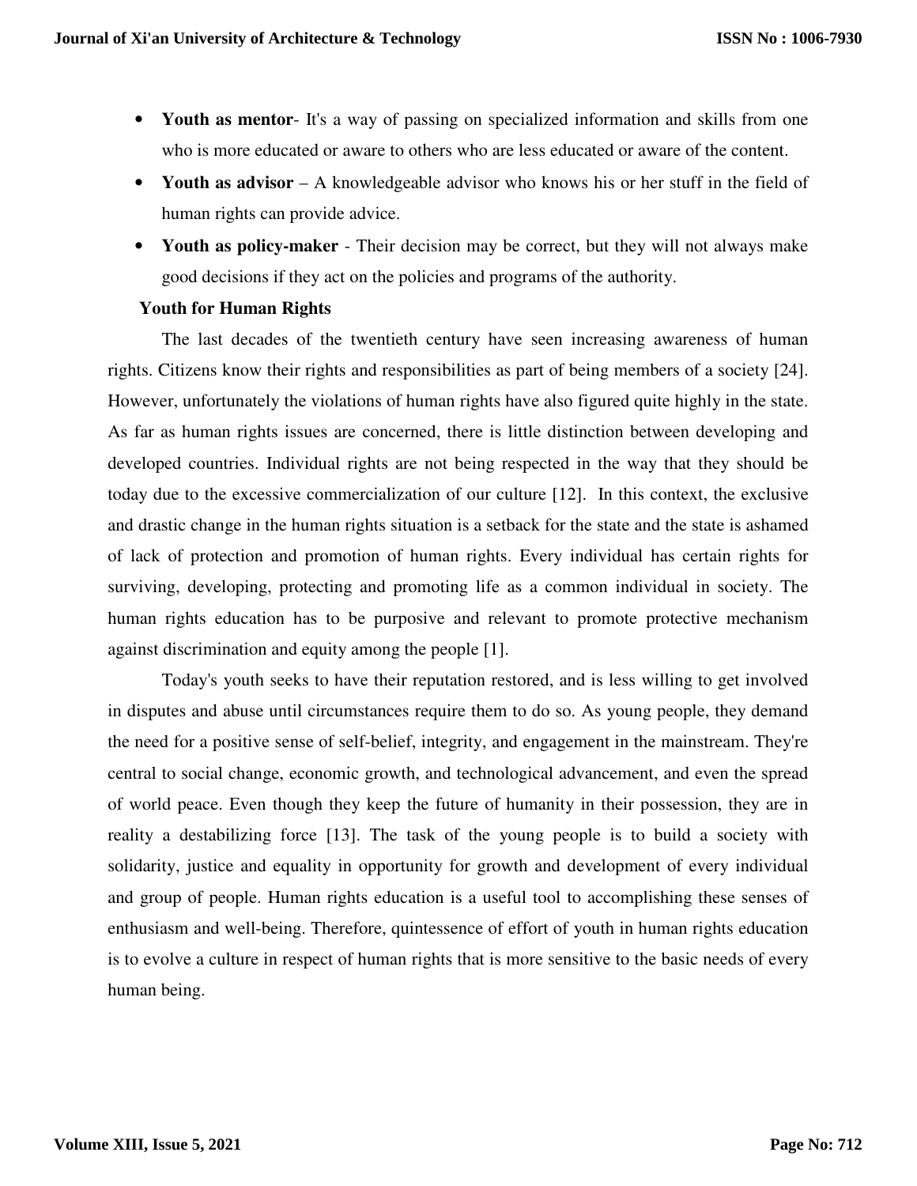- **Youth as mentor**- It's a way of passing on specialized information and skills from one who is more educated or aware to others who are less educated or aware of the content.
- **Youth as advisor** – A knowledgeable advisor who knows his or her stuff in the field of human rights can provide advice.
- **Youth as policy-maker** - Their decision may be correct, but they will not always make good decisions if they act on the policies and programs of the authority.

### Youth for Human Rights

The last decades of the twentieth century have seen increasing awareness of human rights. Citizens know their rights and responsibilities as part of being members of a society [24]. However, unfortunately the violations of human rights have also figured quite highly in the state. As far as human rights issues are concerned, there is little distinction between developing and developed countries. Individual rights are not being respected in the way that they should be today due to the excessive commercialization of our culture [12]. In this context, the exclusive and drastic change in the human rights situation is a setback for the state and the state is ashamed of lack of protection and promotion of human rights. Every individual has certain rights for surviving, developing, protecting and promoting life as a common individual in society. The human rights education has to be purposive and relevant to promote protective mechanism against discrimination and equity among the people [1].

Today's youth seeks to have their reputation restored, and is less willing to get involved in disputes and abuse until circumstances require them to do so. As young people, they demand the need for a positive sense of self-belief, integrity, and engagement in the mainstream. They're central to social change, economic growth, and technological advancement, and even the spread of world peace. Even though they keep the future of humanity in their possession, they are in reality a destabilizing force [13]. The task of the young people is to build a society with solidarity, justice and equality in opportunity for growth and development of every individual and group of people. Human rights education is a useful tool to accomplishing these senses of enthusiasm and well-being. Therefore, quintessence of effort of youth in human rights education is to evolve a culture in respect of human rights that is more sensitive to the basic needs of every human being.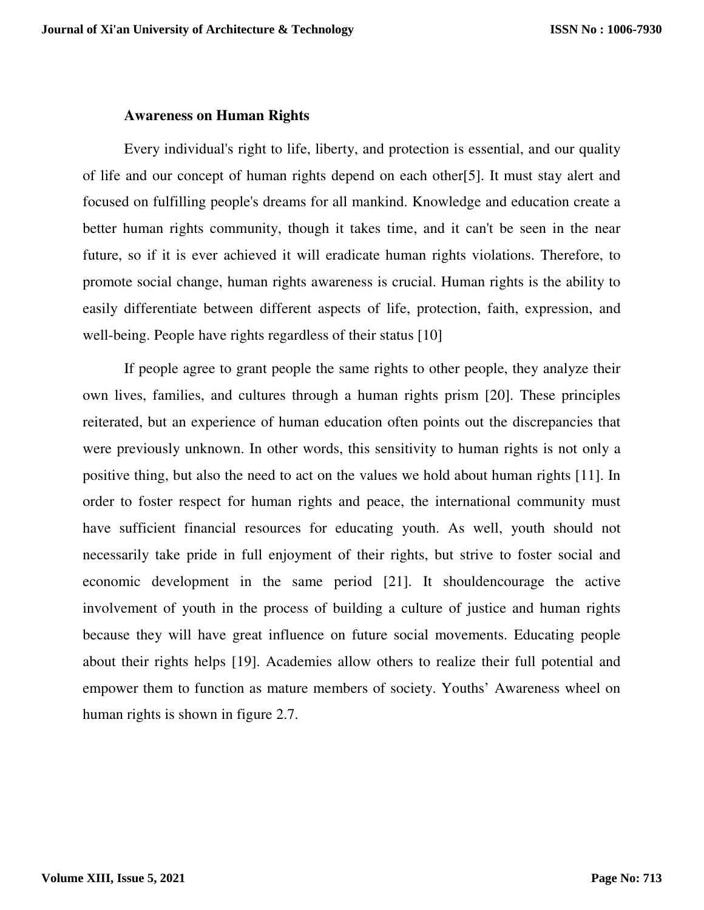**Awareness on Human Rights**

Every individual's right to life, liberty, and protection is essential, and our quality of life and our concept of human rights depend on each other[5]. It must stay alert and focused on fulfilling people's dreams for all mankind. Knowledge and education create a better human rights community, though it takes time, and it can't be seen in the near future, so if it is ever achieved it will eradicate human rights violations. Therefore, to promote social change, human rights awareness is crucial. Human rights is the ability to easily differentiate between different aspects of life, protection, faith, expression, and well-being. People have rights regardless of their status [10]

If people agree to grant people the same rights to other people, they analyze their own lives, families, and cultures through a human rights prism [20]. These principles reiterated, but an experience of human education often points out the discrepancies that were previously unknown. In other words, this sensitivity to human rights is not only a positive thing, but also the need to act on the values we hold about human rights [11]. In order to foster respect for human rights and peace, the international community must have sufficient financial resources for educating youth. As well, youth should not necessarily take pride in full enjoyment of their rights, but strive to foster social and economic development in the same period [21]. It shouldencourage the active involvement of youth in the process of building a culture of justice and human rights because they will have great influence on future social movements. Educating people about their rights helps [19]. Academies allow others to realize their full potential and empower them to function as mature members of society. Youths' Awareness wheel on human rights is shown in figure 2.7.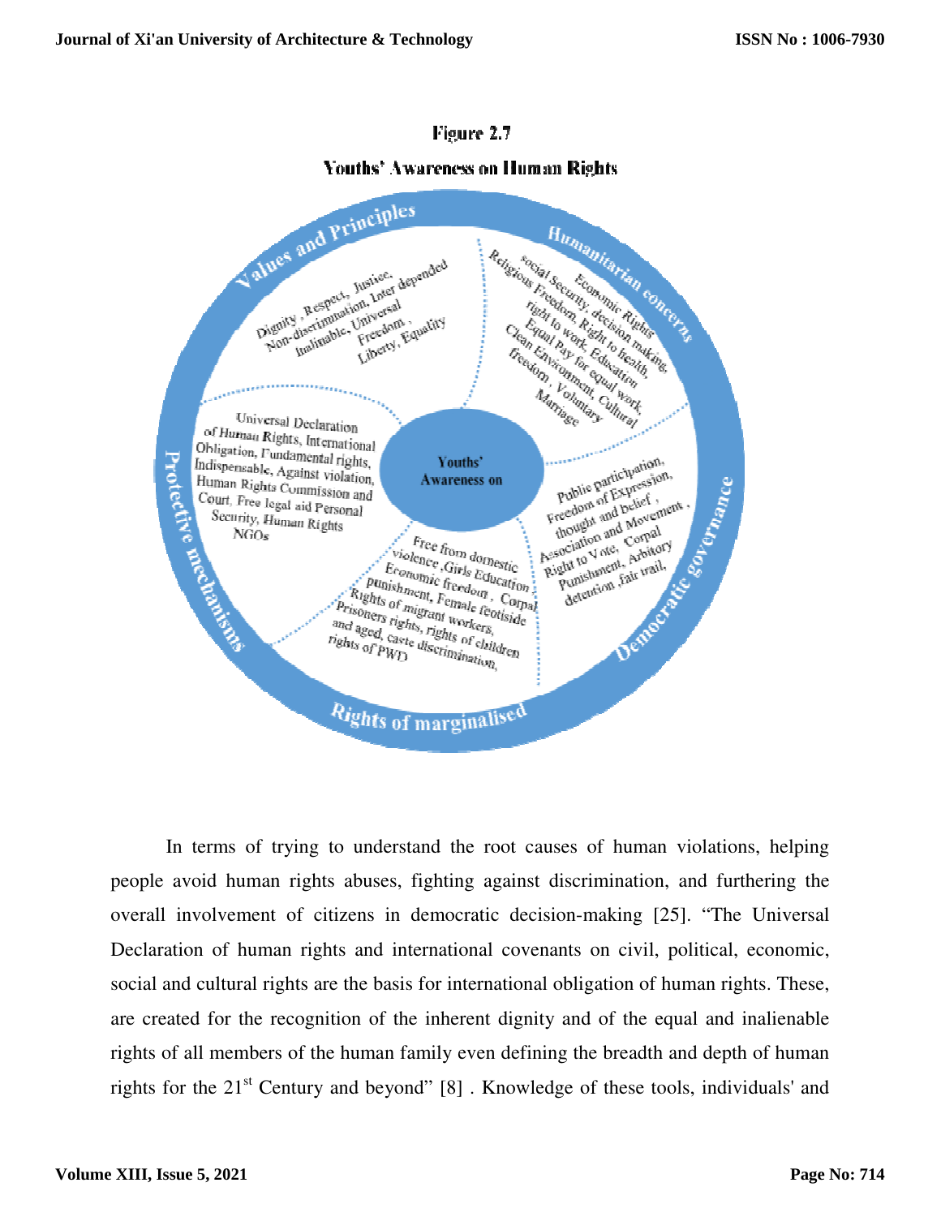**Figure 2.7**

**Youths' Awareness on Human Rights**

Youths' Awareness on

**Values and Principles**
Dignity, Respect, Justice, Non-discrimination, Inter depended Inalinable, Universal Freedom, Liberty, Equality

**Humanitarian concerns**
Economic Rights social Security, decision making, Religious Freedom, Right to health, right to work, Education Equal Pay for equal work, Clean Environment, Cultural freedom, Voluntary Marriage

**Democratic governance**
Public participation, Freedom of Expression, thought and belief, Association and Movement, Right to Vote, Corpal Punishment, Arbitory detention, fair trail,

**Rights of marginalised**
Free from domestic violence, Girls Education Economic freedom, Corpal punishment, Female feotiside Rights of migrant workers, Prisoners rights, rights of children and aged, caste discrimination, rights of PWD

**Protective mechanisms**
Universal Declaration of Human Rights, International Obligation, Fundamental rights, Indispensable, Against violation, Human Rights Commission and Court, Free legal aid Personal Security, Human Rights NGOs

In terms of trying to understand the root causes of human violations, helping people avoid human rights abuses, fighting against discrimination, and furthering the overall involvement of citizens in democratic decision-making [25]. "The Universal Declaration of human rights and international covenants on civil, political, economic, social and cultural rights are the basis for international obligation of human rights. These, are created for the recognition of the inherent dignity and of the equal and inalienable rights of all members of the human family even defining the breadth and depth of human rights for the 21st Century and beyond" [8] . Knowledge of these tools, individuals' and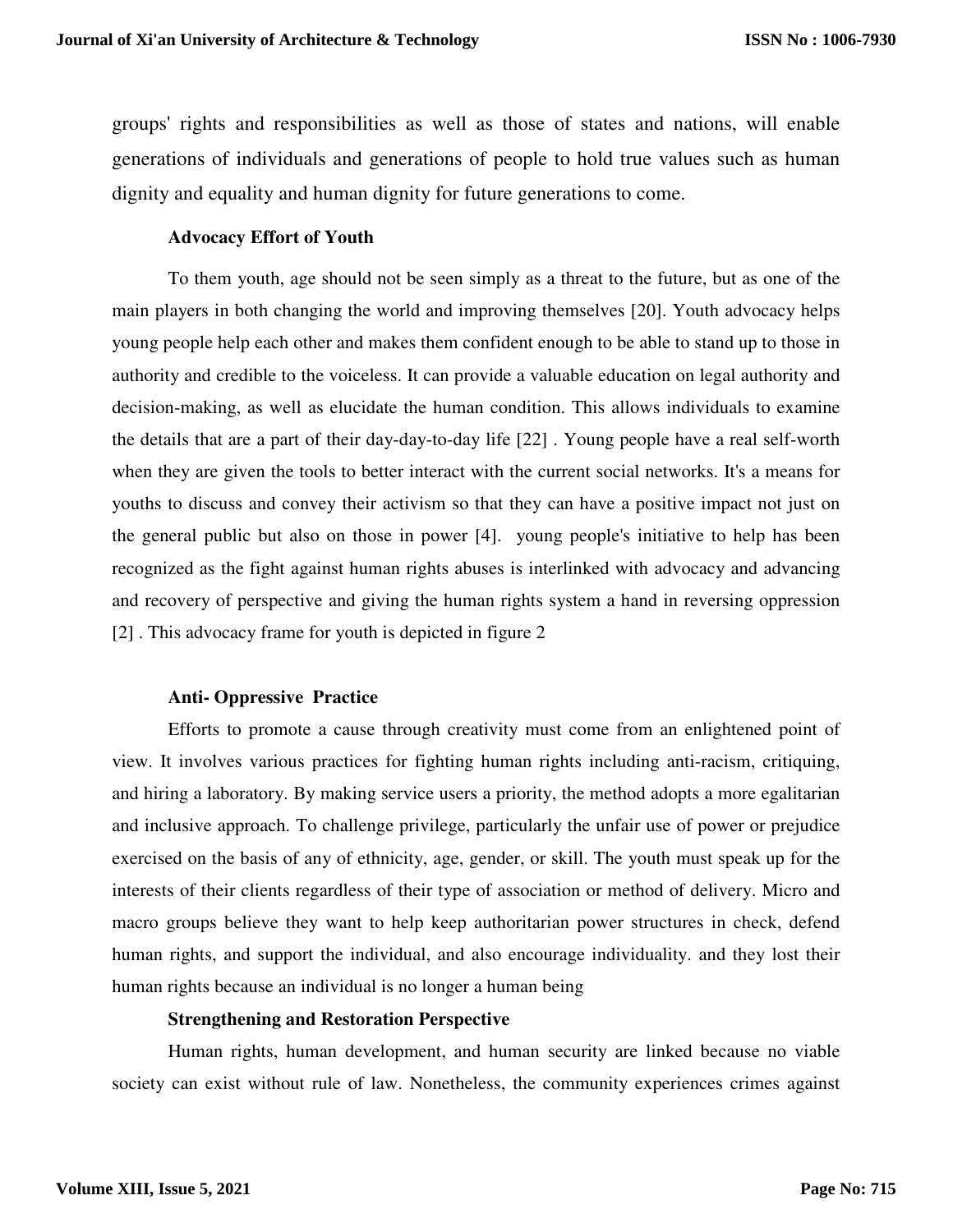groups' rights and responsibilities as well as those of states and nations, will enable generations of individuals and generations of people to hold true values such as human dignity and equality and human dignity for future generations to come.

**Advocacy Effort of Youth**

To them youth, age should not be seen simply as a threat to the future, but as one of the main players in both changing the world and improving themselves [20]. Youth advocacy helps young people help each other and makes them confident enough to be able to stand up to those in authority and credible to the voiceless. It can provide a valuable education on legal authority and decision-making, as well as elucidate the human condition. This allows individuals to examine the details that are a part of their day-day-to-day life [22] . Young people have a real self-worth when they are given the tools to better interact with the current social networks. It's a means for youths to discuss and convey their activism so that they can have a positive impact not just on the general public but also on those in power [4]. young people's initiative to help has been recognized as the fight against human rights abuses is interlinked with advocacy and advancing and recovery of perspective and giving the human rights system a hand in reversing oppression [2] . This advocacy frame for youth is depicted in figure 2

**Anti- Oppressive Practice**

Efforts to promote a cause through creativity must come from an enlightened point of view. It involves various practices for fighting human rights including anti-racism, critiquing, and hiring a laboratory. By making service users a priority, the method adopts a more egalitarian and inclusive approach. To challenge privilege, particularly the unfair use of power or prejudice exercised on the basis of any of ethnicity, age, gender, or skill. The youth must speak up for the interests of their clients regardless of their type of association or method of delivery. Micro and macro groups believe they want to help keep authoritarian power structures in check, defend human rights, and support the individual, and also encourage individuality. and they lost their human rights because an individual is no longer a human being

**Strengthening and Restoration Perspective**

Human rights, human development, and human security are linked because no viable society can exist without rule of law. Nonetheless, the community experiences crimes against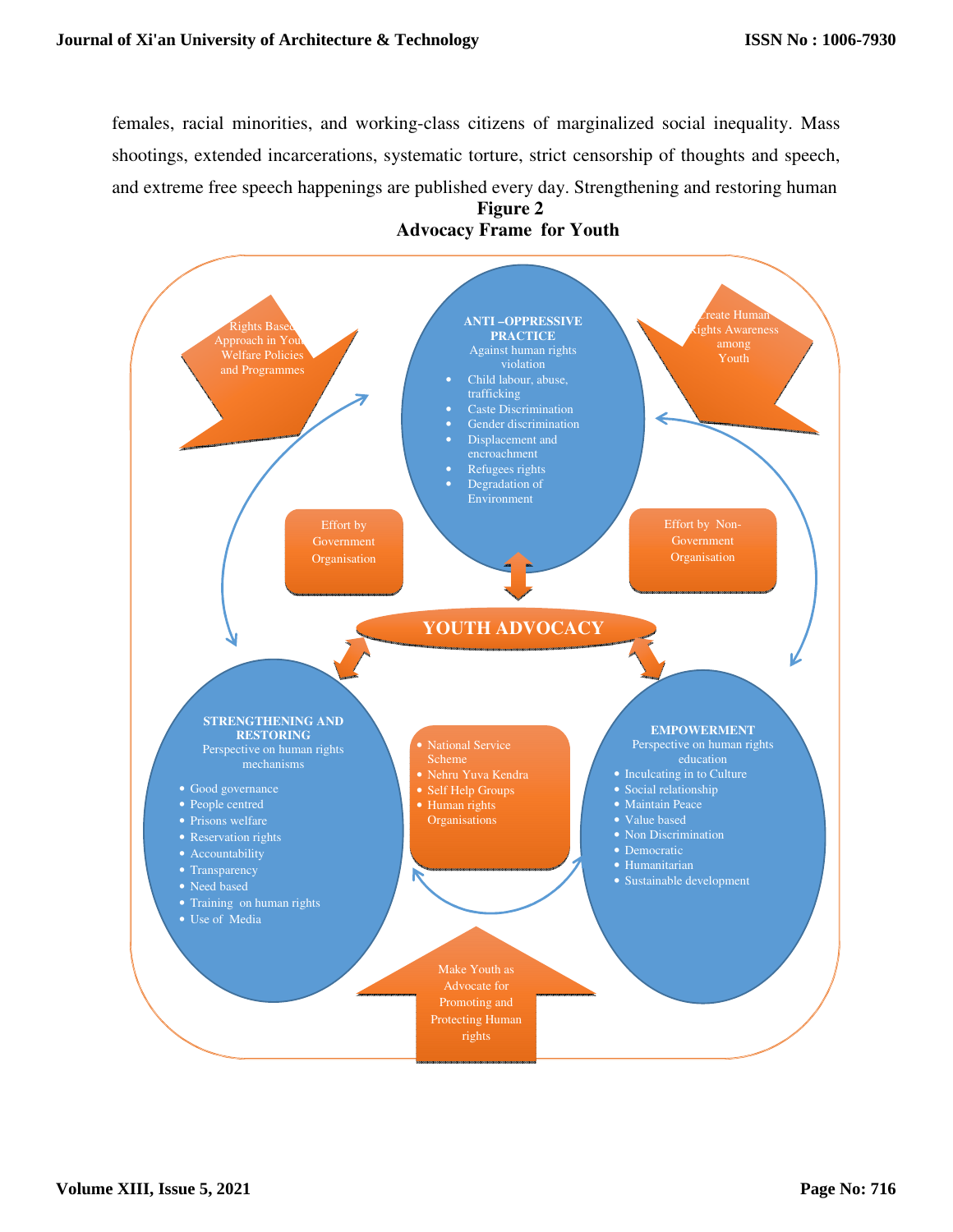females, racial minorities, and working-class citizens of marginalized social inequality. Mass shootings, extended incarcerations, systematic torture, strict censorship of thoughts and speech, and extreme free speech happenings are published every day. Strengthening and restoring human

**Figure 2**
**Advocacy Frame for Youth**

Rights Based Approach in Youth Welfare Policies and Programmes

**ANTI –OPPRESSIVE PRACTICE**
Against human rights violation
- Child labour, abuse, trafficking
- Caste Discrimination
- Gender discrimination
- Displacement and encroachment
- Refugees rights
- Degradation of Environment

Create Human Rights Awareness among Youth

Effort by Government Organisation

Effort by Non-Government Organisation

**YOUTH ADVOCACY**

**STRENGTHENING AND RESTORING**
Perspective on human rights mechanisms
- Good governance
- People centred
- Prisons welfare
- Reservation rights
- Accountability
- Transparency
- Need based
- Training on human rights
- Use of Media

- National Service Scheme
- Nehru Yuva Kendra
- Self Help Groups
- Human rights Organisations

**EMPOWERMENT**
Perspective on human rights education
- Inculcating in to Culture
- Social relationship
- Maintain Peace
- Value based
- Non Discrimination
- Democratic
- Humanitarian
- Sustainable development

Make Youth as Advocate for Promoting and Protecting Human rights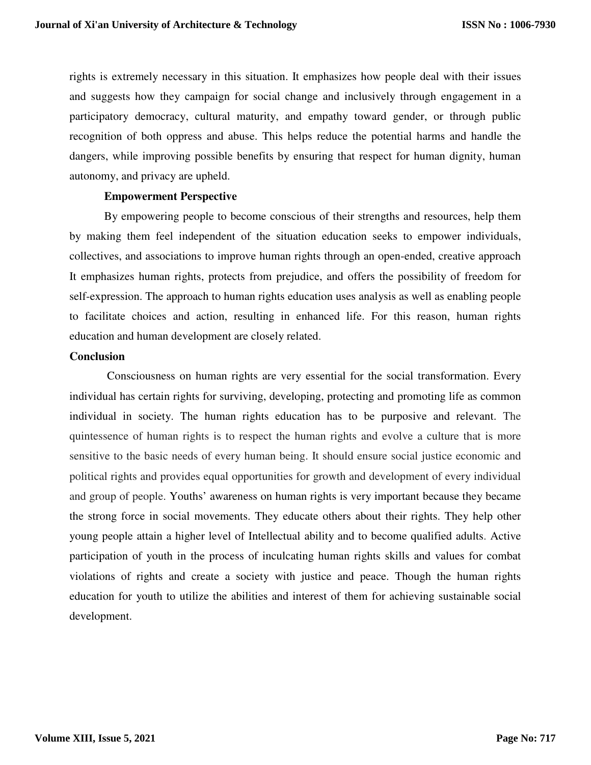rights is extremely necessary in this situation. It emphasizes how people deal with their issues and suggests how they campaign for social change and inclusively through engagement in a participatory democracy, cultural maturity, and empathy toward gender, or through public recognition of both oppress and abuse. This helps reduce the potential harms and handle the dangers, while improving possible benefits by ensuring that respect for human dignity, human autonomy, and privacy are upheld.

**Empowerment Perspective**

By empowering people to become conscious of their strengths and resources, help them by making them feel independent of the situation education seeks to empower individuals, collectives, and associations to improve human rights through an open-ended, creative approach It emphasizes human rights, protects from prejudice, and offers the possibility of freedom for self-expression. The approach to human rights education uses analysis as well as enabling people to facilitate choices and action, resulting in enhanced life. For this reason, human rights education and human development are closely related.

## Conclusion

Consciousness on human rights are very essential for the social transformation. Every individual has certain rights for surviving, developing, protecting and promoting life as common individual in society. The human rights education has to be purposive and relevant. The quintessence of human rights is to respect the human rights and evolve a culture that is more sensitive to the basic needs of every human being. It should ensure social justice economic and political rights and provides equal opportunities for growth and development of every individual and group of people. Youths' awareness on human rights is very important because they became the strong force in social movements. They educate others about their rights. They help other young people attain a higher level of Intellectual ability and to become qualified adults. Active participation of youth in the process of inculcating human rights skills and values for combat violations of rights and create a society with justice and peace. Though the human rights education for youth to utilize the abilities and interest of them for achieving sustainable social development.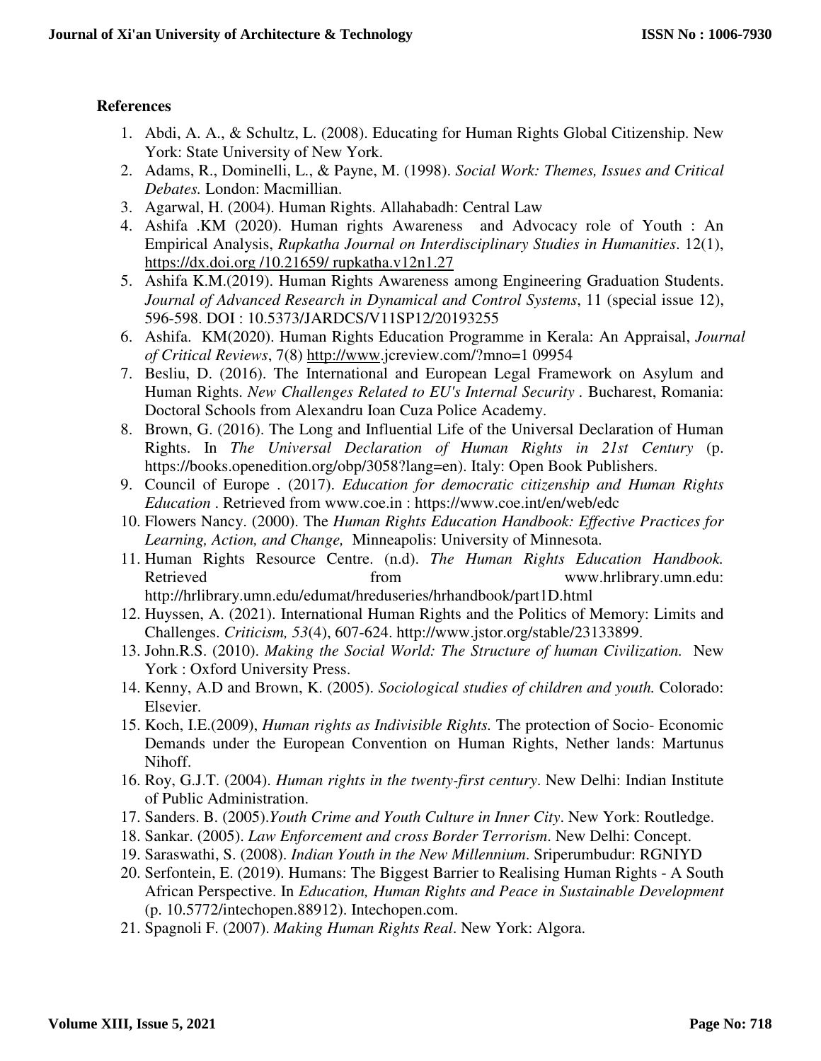**References**

1. Abdi, A. A., & Schultz, L. (2008). Educating for Human Rights Global Citizenship. New York: State University of New York.
2. Adams, R., Dominelli, L., & Payne, M. (1998). *Social Work: Themes, Issues and Critical Debates.* London: Macmillian.
3. Agarwal, H. (2004). Human Rights. Allahabadh: Central Law
4. Ashifa .KM (2020). Human rights Awareness and Advocacy role of Youth : An Empirical Analysis, *Rupkatha Journal on Interdisciplinary Studies in Humanities*. 12(1), https://dx.doi.org /10.21659/ rupkatha.v12n1.27
5. Ashifa K.M.(2019). Human Rights Awareness among Engineering Graduation Students. *Journal of Advanced Research in Dynamical and Control Systems*, 11 (special issue 12), 596-598. DOI : 10.5373/JARDCS/V11SP12/20193255
6. Ashifa. KM(2020). Human Rights Education Programme in Kerala: An Appraisal, *Journal of Critical Reviews*, 7(8) http://www.jcreview.com/?mno=1 09954
7. Besliu, D. (2016). The International and European Legal Framework on Asylum and Human Rights. *New Challenges Related to EU's Internal Security* . Bucharest, Romania: Doctoral Schools from Alexandru Ioan Cuza Police Academy.
8. Brown, G. (2016). The Long and Influential Life of the Universal Declaration of Human Rights. In *The Universal Declaration of Human Rights in 21st Century* (p. https://books.openedition.org/obp/3058?lang=en). Italy: Open Book Publishers.
9. Council of Europe . (2017). *Education for democratic citizenship and Human Rights Education* . Retrieved from www.coe.in : https://www.coe.int/en/web/edc
10. Flowers Nancy. (2000). The *Human Rights Education Handbook: Effective Practices for Learning, Action, and Change,* Minneapolis: University of Minnesota.
11. Human Rights Resource Centre. (n.d). *The Human Rights Education Handbook.* Retrieved from www.hrlibrary.umn.edu: http://hrlibrary.umn.edu/edumat/hreduseries/hrhandbook/part1D.html
12. Huyssen, A. (2021). International Human Rights and the Politics of Memory: Limits and Challenges. *Criticism, 53*(4), 607-624. http://www.jstor.org/stable/23133899.
13. John.R.S. (2010). *Making the Social World: The Structure of human Civilization.* New York : Oxford University Press.
14. Kenny, A.D and Brown, K. (2005). *Sociological studies of children and youth.* Colorado: Elsevier.
15. Koch, I.E.(2009), *Human rights as Indivisible Rights.* The protection of Socio- Economic Demands under the European Convention on Human Rights, Nether lands: Martunus Nihoff.
16. Roy, G.J.T. (2004). *Human rights in the twenty-first century*. New Delhi: Indian Institute of Public Administration.
17. Sanders. B. (2005).*Youth Crime and Youth Culture in Inner City*. New York: Routledge.
18. Sankar. (2005). *Law Enforcement and cross Border Terrorism*. New Delhi: Concept.
19. Saraswathi, S. (2008). *Indian Youth in the New Millennium*. Sriperumbudur: RGNIYD
20. Serfontein, E. (2019). Humans: The Biggest Barrier to Realising Human Rights - A South African Perspective. In *Education, Human Rights and Peace in Sustainable Development* (p. 10.5772/intechopen.88912). Intechopen.com.
21. Spagnoli F. (2007). *Making Human Rights Real*. New York: Algora.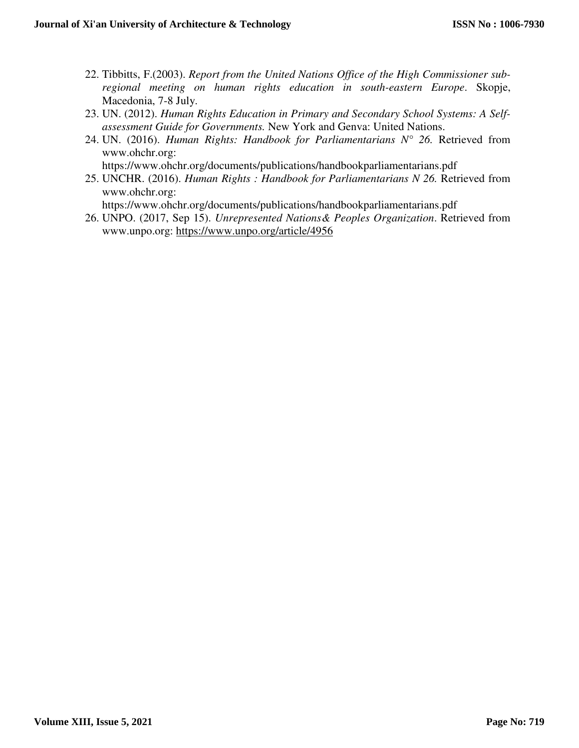22. Tibbitts, F.(2003). *Report from the United Nations Office of the High Commissioner sub-regional meeting on human rights education in south-eastern Europe*. Skopje, Macedonia, 7-8 July.
23. UN. (2012). *Human Rights Education in Primary and Secondary School Systems: A Self-assessment Guide for Governments.* New York and Genva: United Nations.
24. UN. (2016). *Human Rights: Handbook for Parliamentarians N° 26.* Retrieved from www.ohchr.org: https://www.ohchr.org/documents/publications/handbookparliamentarians.pdf
25. UNCHR. (2016). *Human Rights : Handbook for Parliamentarians N 26.* Retrieved from www.ohchr.org: https://www.ohchr.org/documents/publications/handbookparliamentarians.pdf
26. UNPO. (2017, Sep 15). *Unrepresented Nations& Peoples Organization*. Retrieved from www.unpo.org: https://www.unpo.org/article/4956